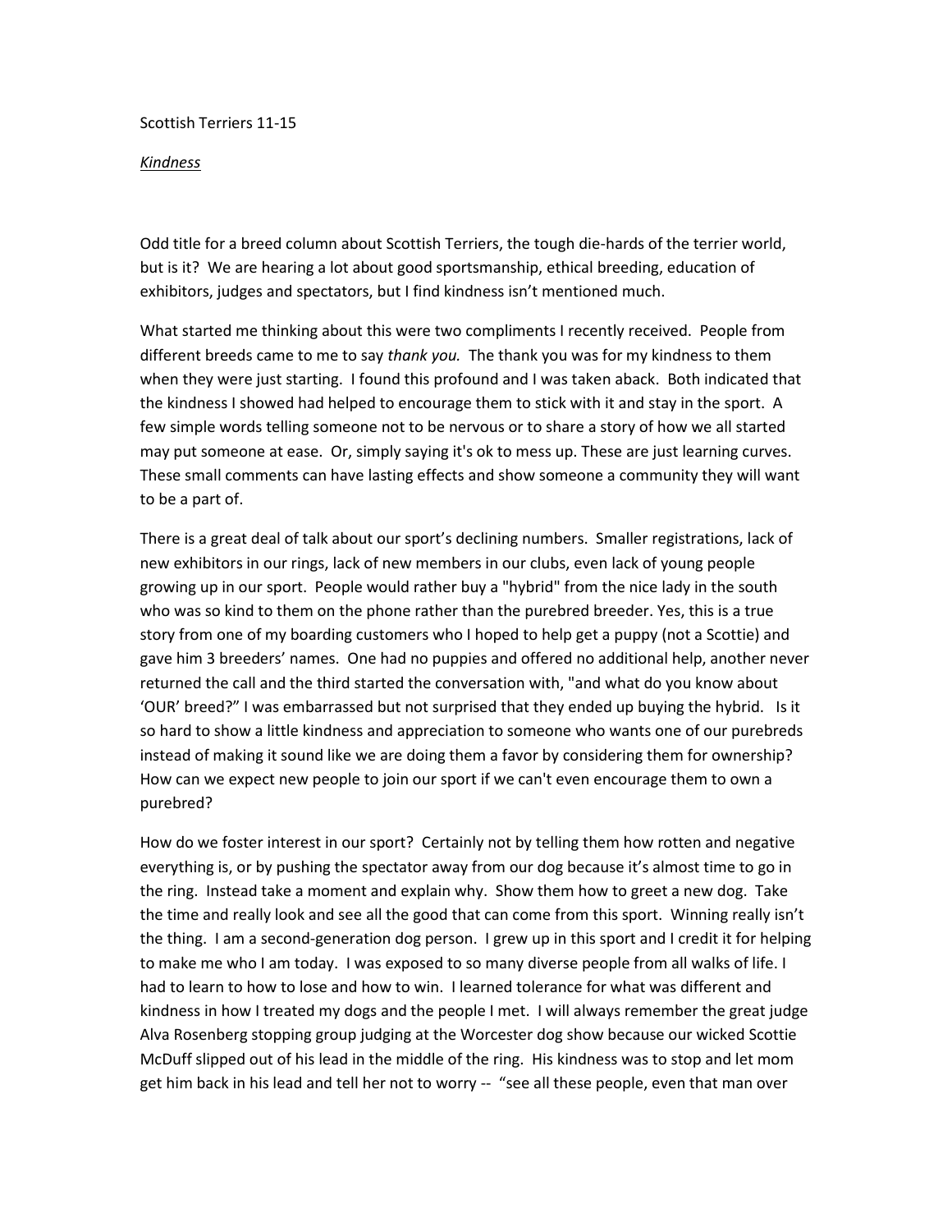Scottish Terriers 11-15

*Kindness*

Odd title for a breed column about Scottish Terriers, the tough die-hards of the terrier world, but is it? We are hearing a lot about good sportsmanship, ethical breeding, education of exhibitors, judges and spectators, but I find kindness isn't mentioned much.

What started me thinking about this were two compliments I recently received. People from different breeds came to me to say *thank you.* The thank you was for my kindness to them when they were just starting. I found this profound and I was taken aback. Both indicated that the kindness I showed had helped to encourage them to stick with it and stay in the sport. A few simple words telling someone not to be nervous or to share a story of how we all started may put someone at ease. Or, simply saying it's ok to mess up. These are just learning curves. These small comments can have lasting effects and show someone a community they will want to be a part of.

There is a great deal of talk about our sport's declining numbers. Smaller registrations, lack of new exhibitors in our rings, lack of new members in our clubs, even lack of young people growing up in our sport. People would rather buy a "hybrid" from the nice lady in the south who was so kind to them on the phone rather than the purebred breeder. Yes, this is a true story from one of my boarding customers who I hoped to help get a puppy (not a Scottie) and gave him 3 breeders' names. One had no puppies and offered no additional help, another never returned the call and the third started the conversation with, "and what do you know about 'OUR' breed?" I was embarrassed but not surprised that they ended up buying the hybrid. Is it so hard to show a little kindness and appreciation to someone who wants one of our purebreds instead of making it sound like we are doing them a favor by considering them for ownership? How can we expect new people to join our sport if we can't even encourage them to own a purebred?

How do we foster interest in our sport? Certainly not by telling them how rotten and negative everything is, or by pushing the spectator away from our dog because it's almost time to go in the ring. Instead take a moment and explain why. Show them how to greet a new dog. Take the time and really look and see all the good that can come from this sport. Winning really isn't the thing. I am a second-generation dog person. I grew up in this sport and I credit it for helping to make me who I am today. I was exposed to so many diverse people from all walks of life. I had to learn to how to lose and how to win. I learned tolerance for what was different and kindness in how I treated my dogs and the people I met. I will always remember the great judge Alva Rosenberg stopping group judging at the Worcester dog show because our wicked Scottie McDuff slipped out of his lead in the middle of the ring. His kindness was to stop and let mom get him back in his lead and tell her not to worry -- "see all these people, even that man over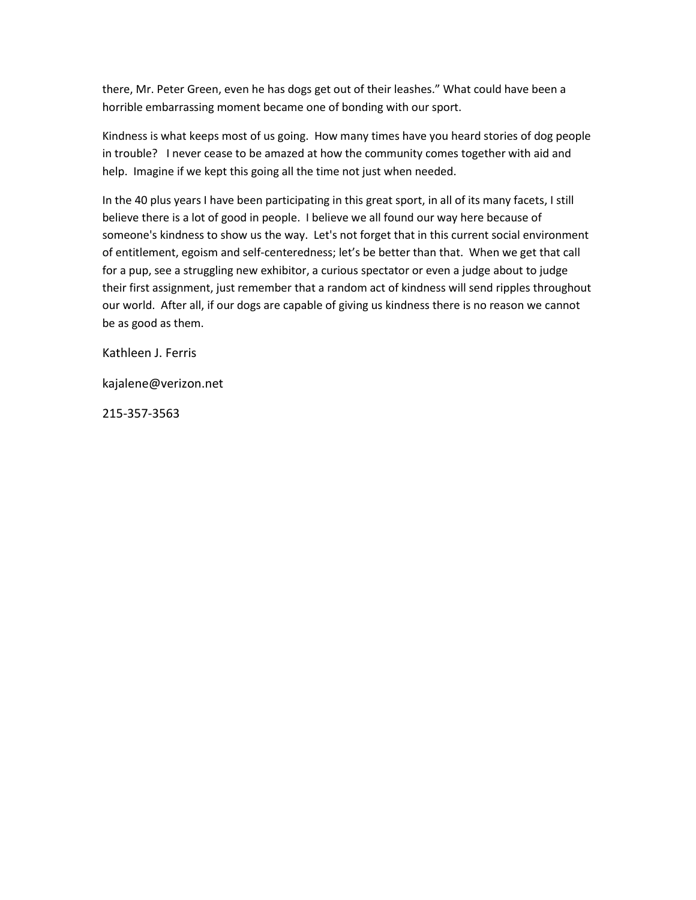there, Mr. Peter Green, even he has dogs get out of their leashes." What could have been a horrible embarrassing moment became one of bonding with our sport.

Kindness is what keeps most of us going. How many times have you heard stories of dog people in trouble? I never cease to be amazed at how the community comes together with aid and help. Imagine if we kept this going all the time not just when needed.

In the 40 plus years I have been participating in this great sport, in all of its many facets, I still believe there is a lot of good in people. I believe we all found our way here because of someone's kindness to show us the way. Let's not forget that in this current social environment of entitlement, egoism and self-centeredness; let's be better than that. When we get that call for a pup, see a struggling new exhibitor, a curious spectator or even a judge about to judge their first assignment, just remember that a random act of kindness will send ripples throughout our world. After all, if our dogs are capable of giving us kindness there is no reason we cannot be as good as them.

Kathleen J. Ferris

kajalene@verizon.net

215-357-3563